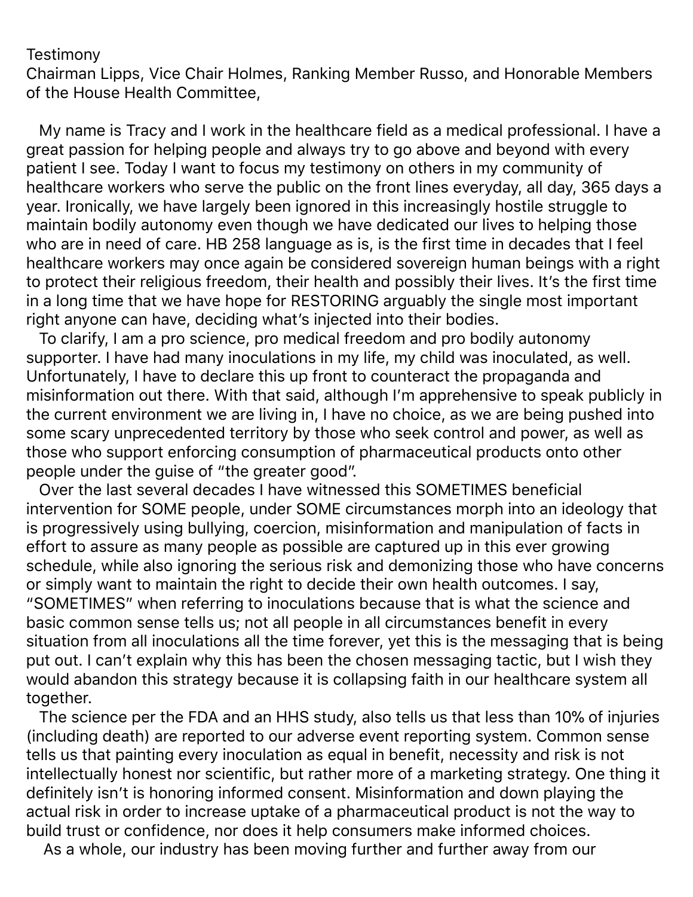Testimony

Chairman Lipps, Vice Chair Holmes, Ranking Member Russo, and Honorable Members of the House Health Committee,

My name is Tracy and I work in the healthcare field as a medical professional. I have a great passion for helping people and always try to go above and beyond with every patient I see. Today I want to focus my testimony on others in my community of healthcare workers who serve the public on the front lines everyday, all day, 365 days a year. Ironically, we have largely been ignored in this increasingly hostile struggle to maintain bodily autonomy even though we have dedicated our lives to helping those who are in need of care. HB 258 language as is, is the first time in decades that I feel healthcare workers may once again be considered sovereign human beings with a right to protect their religious freedom, their health and possibly their lives. It's the first time in a long time that we have hope for RESTORING arguably the single most important right anyone can have, deciding what's injected into their bodies.

To clarify, I am a pro science, pro medical freedom and pro bodily autonomy supporter. I have had many inoculations in my life, my child was inoculated, as well. Unfortunately, I have to declare this up front to counteract the propaganda and misinformation out there. With that said, although I'm apprehensive to speak publicly in the current environment we are living in, I have no choice, as we are being pushed into some scary unprecedented territory by those who seek control and power, as well as those who support enforcing consumption of pharmaceutical products onto other people under the guise of "the greater good".

Over the last several decades I have witnessed this SOMETIMES beneficial intervention for SOME people, under SOME circumstances morph into an ideology that is progressively using bullying, coercion, misinformation and manipulation of facts in effort to assure as many people as possible are captured up in this ever growing schedule, while also ignoring the serious risk and demonizing those who have concerns or simply want to maintain the right to decide their own health outcomes. I say, "SOMETIMES" when referring to inoculations because that is what the science and basic common sense tells us; not all people in all circumstances benefit in every situation from all inoculations all the time forever, yet this is the messaging that is being put out. I can't explain why this has been the chosen messaging tactic, but I wish they would abandon this strategy because it is collapsing faith in our healthcare system all together.

The science per the FDA and an HHS study, also tells us that less than 10% of injuries (including death) are reported to our adverse event reporting system. Common sense tells us that painting every inoculation as equal in benefit, necessity and risk is not intellectually honest nor scientific, but rather more of a marketing strategy. One thing it definitely isn't is honoring informed consent. Misinformation and down playing the actual risk in order to increase uptake of a pharmaceutical product is not the way to build trust or confidence, nor does it help consumers make informed choices.

As a whole, our industry has been moving further and further away from our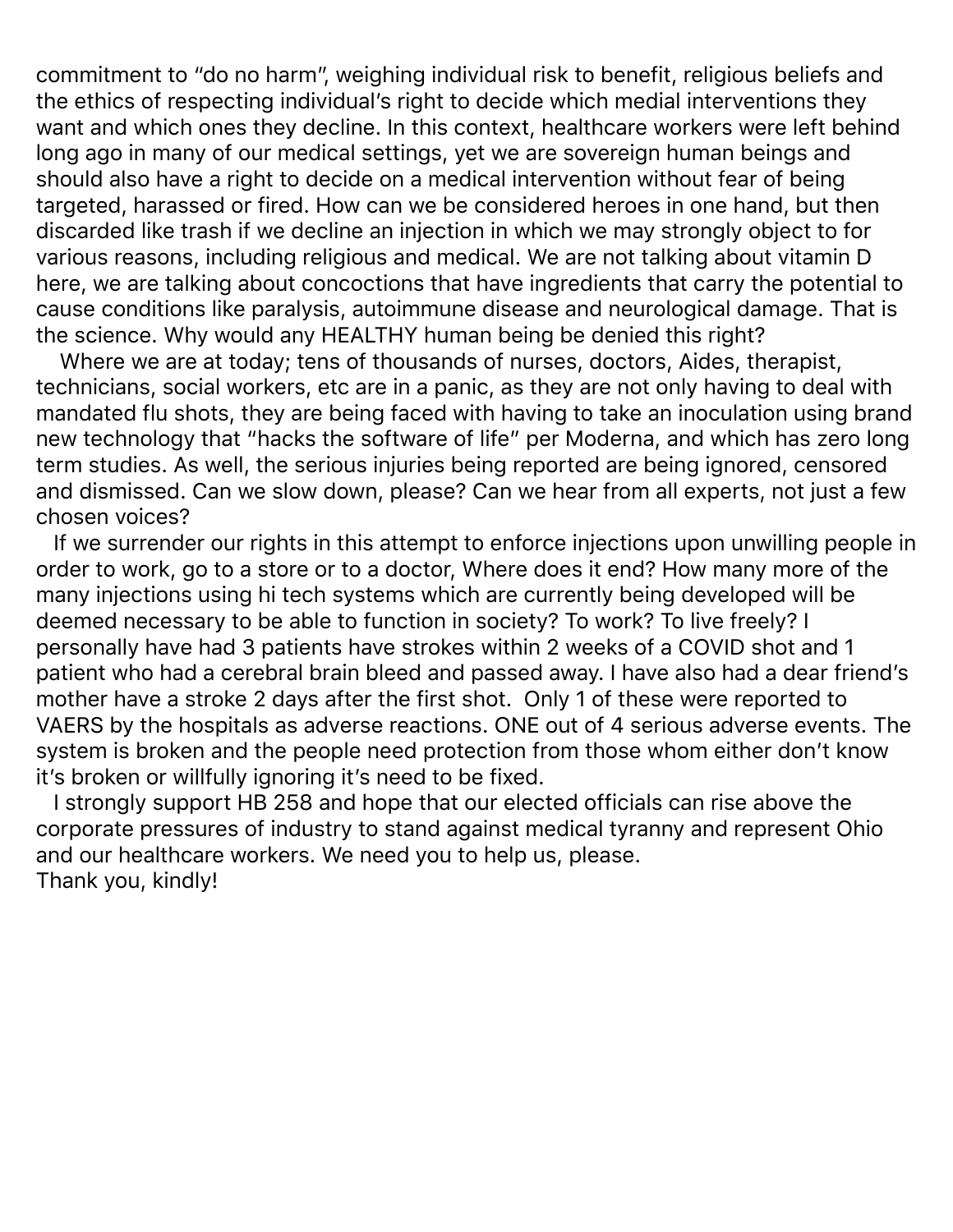commitment to "do no harm", weighing individual risk to benefit, religious beliefs and the ethics of respecting individual's right to decide which medial interventions they want and which ones they decline. In this context, healthcare workers were left behind long ago in many of our medical settings, yet we are sovereign human beings and should also have a right to decide on a medical intervention without fear of being targeted, harassed or fired. How can we be considered heroes in one hand, but then discarded like trash if we decline an injection in which we may strongly object to for various reasons, including religious and medical. We are not talking about vitamin D here, we are talking about concoctions that have ingredients that carry the potential to cause conditions like paralysis, autoimmune disease and neurological damage. That is the science. Why would any HEALTHY human being be denied this right?

Where we are at today; tens of thousands of nurses, doctors, Aides, therapist, technicians, social workers, etc are in a panic, as they are not only having to deal with mandated flu shots, they are being faced with having to take an inoculation using brand new technology that "hacks the software of life" per Moderna, and which has zero long term studies. As well, the serious injuries being reported are being ignored, censored and dismissed. Can we slow down, please? Can we hear from all experts, not just a few chosen voices?

If we surrender our rights in this attempt to enforce injections upon unwilling people in order to work, go to a store or to a doctor, Where does it end? How many more of the many injections using hi tech systems which are currently being developed will be deemed necessary to be able to function in society? To work? To live freely? I personally have had 3 patients have strokes within 2 weeks of a COVID shot and 1 patient who had a cerebral brain bleed and passed away. I have also had a dear friend's mother have a stroke 2 days after the first shot. Only 1 of these were reported to VAERS by the hospitals as adverse reactions. ONE out of 4 serious adverse events. The system is broken and the people need protection from those whom either don't know it's broken or willfully ignoring it's need to be fixed.

I strongly support HB 258 and hope that our elected officials can rise above the corporate pressures of industry to stand against medical tyranny and represent Ohio and our healthcare workers. We need you to help us, please.

Thank you, kindly!